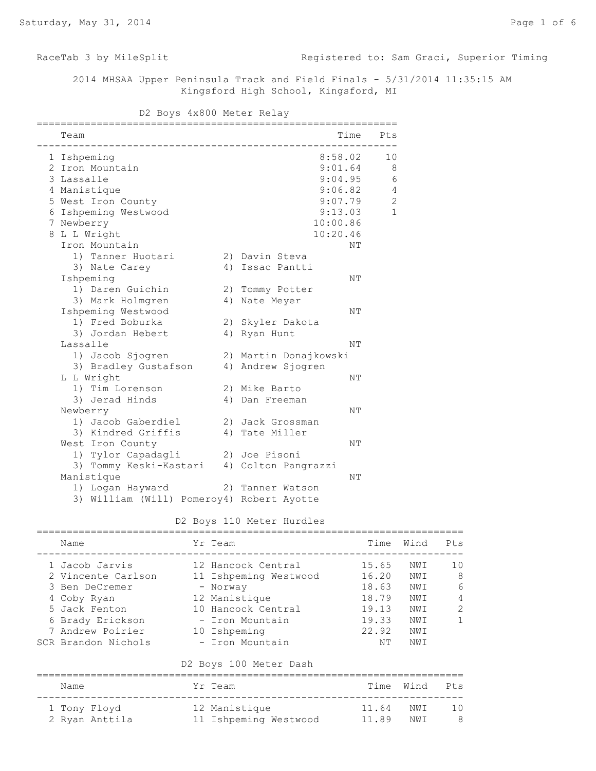RaceTab 3 by MileSplit — Registered to: Sam Graci, Superior Timing

# 2014 MHSAA Upper Peninsula Track and Field Finals - 5/31/2014 11:35:15 AM

Kingsford High School, Kingsford, MI

## D2 Boys 4x800 Meter Relay

| | Team | Time | Pts |
|---|---|---|---|
| 1 | Ishpeming | 8:58.02 | 10 |
| 2 | Iron Mountain | 9:01.64 | 8 |
| 3 | Lassalle | 9:04.95 | 6 |
| 4 | Manistique | 9:06.82 | 4 |
| 5 | West Iron County | 9:07.79 | 2 |
| 6 | Ishpeming Westwood | 9:13.03 | 1 |
| 7 | Newberry | 10:00.86 | |
| 8 | L L Wright | 10:20.46 | |

**Iron Mountain** — NT
1) Tanner Huotari 2) Davin Steva
3) Nate Carey 4) Issac Pantti

**Ishpeming** — NT
1) Daren Guichin 2) Tommy Potter
3) Mark Holmgren 4) Nate Meyer

**Ishpeming Westwood** — NT
1) Fred Boburka 2) Skyler Dakota
3) Jordan Hebert 4) Ryan Hunt

**Lassalle** — NT
1) Jacob Sjogren 2) Martin Donajkowski
3) Bradley Gustafson 4) Andrew Sjogren

**L L Wright** — NT
1) Tim Lorenson 2) Mike Barto
3) Jerad Hinds 4) Dan Freeman

**Newberry** — NT
1) Jacob Gaberdiel 2) Jack Grossman
3) Kindred Griffis 4) Tate Miller

**West Iron County** — NT
1) Tylor Capadagli 2) Joe Pisoni
3) Tommy Keski-Kastari 4) Colton Pangrazzi

**Manistique** — NT
1) Logan Hayward 2) Tanner Watson
3) William (Will) Pomeroy 4) Robert Ayotte

## D2 Boys 110 Meter Hurdles

| | Name | Yr | Team | Time | Wind | Pts |
|---|---|---|---|---|---|---|
| 1 | Jacob Jarvis | 12 | Hancock Central | 15.65 | NWI | 10 |
| 2 | Vincente Carlson | 11 | Ishpeming Westwood | 16.20 | NWI | 8 |
| 3 | Ben DeCremer | - | Norway | 18.63 | NWI | 6 |
| 4 | Coby Ryan | 12 | Manistique | 18.79 | NWI | 4 |
| 5 | Jack Fenton | 10 | Hancock Central | 19.13 | NWI | 2 |
| 6 | Brady Erickson | - | Iron Mountain | 19.33 | NWI | 1 |
| 7 | Andrew Poirier | 10 | Ishpeming | 22.92 | NWI | |
| SCR | Brandon Nichols | - | Iron Mountain | NT | NWI | |

## D2 Boys 100 Meter Dash

| | Name | Yr | Team | Time | Wind | Pts |
|---|---|---|---|---|---|---|
| 1 | Tony Floyd | 12 | Manistique | 11.64 | NWI | 10 |
| 2 | Ryan Anttila | 11 | Ishpeming Westwood | 11.89 | NWI | 8 |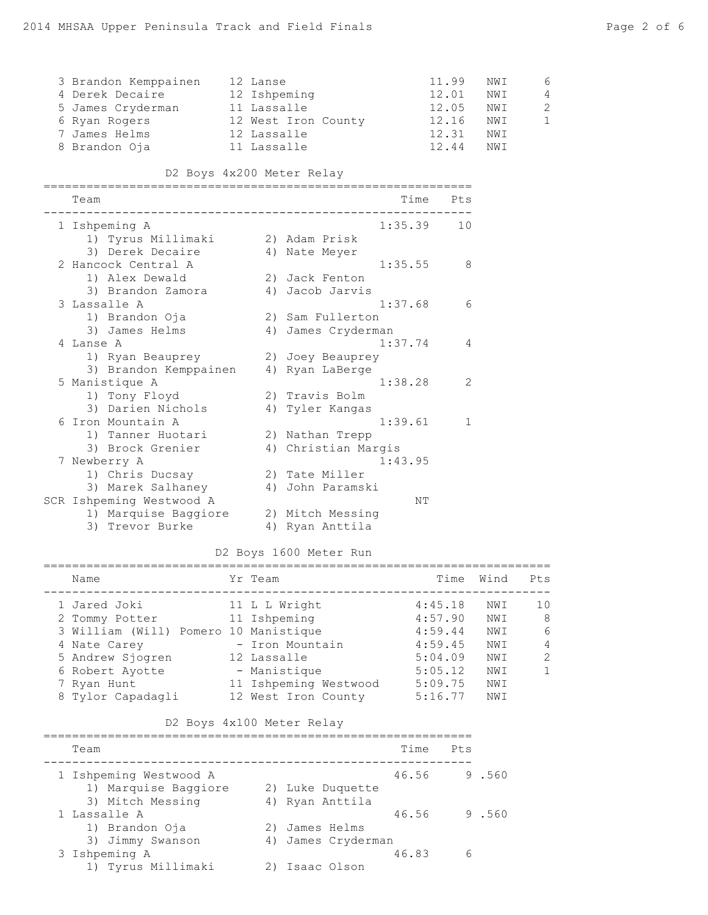| Place | Name | Yr | Team | Time | Wind | Pts |
|---|---|---|---|---|---|---|
| 3 | Brandon Kemppainen | 12 | Lanse | 11.99 | NWI | 6 |
| 4 | Derek Decaire | 12 | Ishpeming | 12.01 | NWI | 4 |
| 5 | James Cryderman | 11 | Lassalle | 12.05 | NWI | 2 |
| 6 | Ryan Rogers | 12 | West Iron County | 12.16 | NWI | 1 |
| 7 | James Helms | 12 | Lassalle | 12.31 | NWI | |
| 8 | Brandon Oja | 11 | Lassalle | 12.44 | NWI | |

## D2 Boys 4x200 Meter Relay

| Place | Team | Time | Pts |
|---|---|---|---|
| 1 | Ishpeming A | 1:35.39 | 10 |
| | 1) Tyrus Millimaki 2) Adam Prisk 3) Derek Decaire 4) Nate Meyer | | |
| 2 | Hancock Central A | 1:35.55 | 8 |
| | 1) Alex Dewald 2) Jack Fenton 3) Brandon Zamora 4) Jacob Jarvis | | |
| 3 | Lassalle A | 1:37.68 | 6 |
| | 1) Brandon Oja 2) Sam Fullerton 3) James Helms 4) James Cryderman | | |
| 4 | Lanse A | 1:37.74 | 4 |
| | 1) Ryan Beauprey 2) Joey Beauprey 3) Brandon Kemppainen 4) Ryan LaBerge | | |
| 5 | Manistique A | 1:38.28 | 2 |
| | 1) Tony Floyd 2) Travis Bolm 3) Darien Nichols 4) Tyler Kangas | | |
| 6 | Iron Mountain A | 1:39.61 | 1 |
| | 1) Tanner Huotari 2) Nathan Trepp 3) Brock Grenier 4) Christian Margis | | |
| 7 | Newberry A | 1:43.95 | |
| | 1) Chris Ducsay 2) Tate Miller 3) Marek Salhaney 4) John Paramski | | |
| SCR | Ishpeming Westwood A | NT | |
| | 1) Marquise Baggiore 2) Mitch Messing 3) Trevor Burke 4) Ryan Anttila | | |

## D2 Boys 1600 Meter Run

| Place | Name | Yr | Team | Time | Wind | Pts |
|---|---|---|---|---|---|---|
| 1 | Jared Joki | 11 | L L Wright | 4:45.18 | NWI | 10 |
| 2 | Tommy Potter | 11 | Ishpeming | 4:57.90 | NWI | 8 |
| 3 | William (Will) Pomero | 10 | Manistique | 4:59.44 | NWI | 6 |
| 4 | Nate Carey | - | Iron Mountain | 4:59.45 | NWI | 4 |
| 5 | Andrew Sjogren | 12 | Lassalle | 5:04.09 | NWI | 2 |
| 6 | Robert Ayotte | - | Manistique | 5:05.12 | NWI | 1 |
| 7 | Ryan Hunt | 11 | Ishpeming Westwood | 5:09.75 | NWI | |
| 8 | Tylor Capadagli | 12 | West Iron County | 5:16.77 | NWI | |

## D2 Boys 4x100 Meter Relay

| Place | Team | Time | Pts |
|---|---|---|---|
| 1 | Ishpeming Westwood A | 46.56 | 9 .560 |
| | 1) Marquise Baggiore 2) Luke Duquette 3) Mitch Messing 4) Ryan Anttila | | |
| 1 | Lassalle A | 46.56 | 9 .560 |
| | 1) Brandon Oja 2) James Helms 3) Jimmy Swanson 4) James Cryderman | | |
| 3 | Ishpeming A | 46.83 | 6 |
| | 1) Tyrus Millimaki 2) Isaac Olson | | |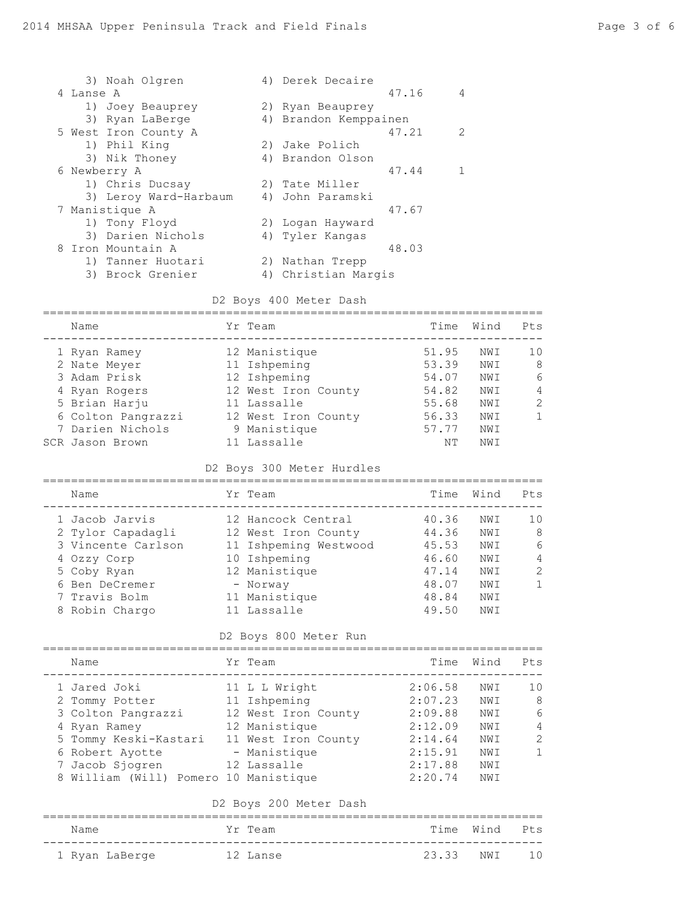| | Team | Time | Pts |
|---|---|---|---|
| | 3) Noah Olgren / 4) Derek Decaire | | |
| 4 | Lanse A | 47.16 | 4 |
| | 1) Joey Beauprey / 2) Ryan Beauprey | | |
| | 3) Ryan LaBerge / 4) Brandon Kemppainen | | |
| 5 | West Iron County A | 47.21 | 2 |
| | 1) Phil King / 2) Jake Polich | | |
| | 3) Nik Thoney / 4) Brandon Olson | | |
| 6 | Newberry A | 47.44 | 1 |
| | 1) Chris Ducsay / 2) Tate Miller | | |
| | 3) Leroy Ward-Harbaum / 4) John Paramski | | |
| 7 | Manistique A | 47.67 | |
| | 1) Tony Floyd / 2) Logan Hayward | | |
| | 3) Darien Nichols / 4) Tyler Kangas | | |
| 8 | Iron Mountain A | 48.03 | |
| | 1) Tanner Huotari / 2) Nathan Trepp | | |
| | 3) Brock Grenier / 4) Christian Margis | | |

## D2 Boys 400 Meter Dash

| | Name | Yr | Team | Time | Wind | Pts |
|---|---|---|---|---|---|---|
| 1 | Ryan Ramey | 12 | Manistique | 51.95 | NWI | 10 |
| 2 | Nate Meyer | 11 | Ishpeming | 53.39 | NWI | 8 |
| 3 | Adam Prisk | 12 | Ishpeming | 54.07 | NWI | 6 |
| 4 | Ryan Rogers | 12 | West Iron County | 54.82 | NWI | 4 |
| 5 | Brian Harju | 11 | Lassalle | 55.68 | NWI | 2 |
| 6 | Colton Pangrazzi | 12 | West Iron County | 56.33 | NWI | 1 |
| 7 | Darien Nichols | 9 | Manistique | 57.77 | NWI | |
| SCR | Jason Brown | 11 | Lassalle | NT | NWI | |

## D2 Boys 300 Meter Hurdles

| | Name | Yr | Team | Time | Wind | Pts |
|---|---|---|---|---|---|---|
| 1 | Jacob Jarvis | 12 | Hancock Central | 40.36 | NWI | 10 |
| 2 | Tylor Capadagli | 12 | West Iron County | 44.36 | NWI | 8 |
| 3 | Vincente Carlson | 11 | Ishpeming Westwood | 45.53 | NWI | 6 |
| 4 | Ozzy Corp | 10 | Ishpeming | 46.60 | NWI | 4 |
| 5 | Coby Ryan | 12 | Manistique | 47.14 | NWI | 2 |
| 6 | Ben DeCremer | - | Norway | 48.07 | NWI | 1 |
| 7 | Travis Bolm | 11 | Manistique | 48.84 | NWI | |
| 8 | Robin Chargo | 11 | Lassalle | 49.50 | NWI | |

## D2 Boys 800 Meter Run

| | Name | Yr | Team | Time | Wind | Pts |
|---|---|---|---|---|---|---|
| 1 | Jared Joki | 11 | L L Wright | 2:06.58 | NWI | 10 |
| 2 | Tommy Potter | 11 | Ishpeming | 2:07.23 | NWI | 8 |
| 3 | Colton Pangrazzi | 12 | West Iron County | 2:09.88 | NWI | 6 |
| 4 | Ryan Ramey | 12 | Manistique | 2:12.09 | NWI | 4 |
| 5 | Tommy Keski-Kastari | 11 | West Iron County | 2:14.64 | NWI | 2 |
| 6 | Robert Ayotte | - | Manistique | 2:15.91 | NWI | 1 |
| 7 | Jacob Sjogren | 12 | Lassalle | 2:17.88 | NWI | |
| 8 | William (Will) Pomero | 10 | Manistique | 2:20.74 | NWI | |

## D2 Boys 200 Meter Dash

| | Name | Yr | Team | Time | Wind | Pts |
|---|---|---|---|---|---|---|
| 1 | Ryan LaBerge | 12 | Lanse | 23.33 | NWI | 10 |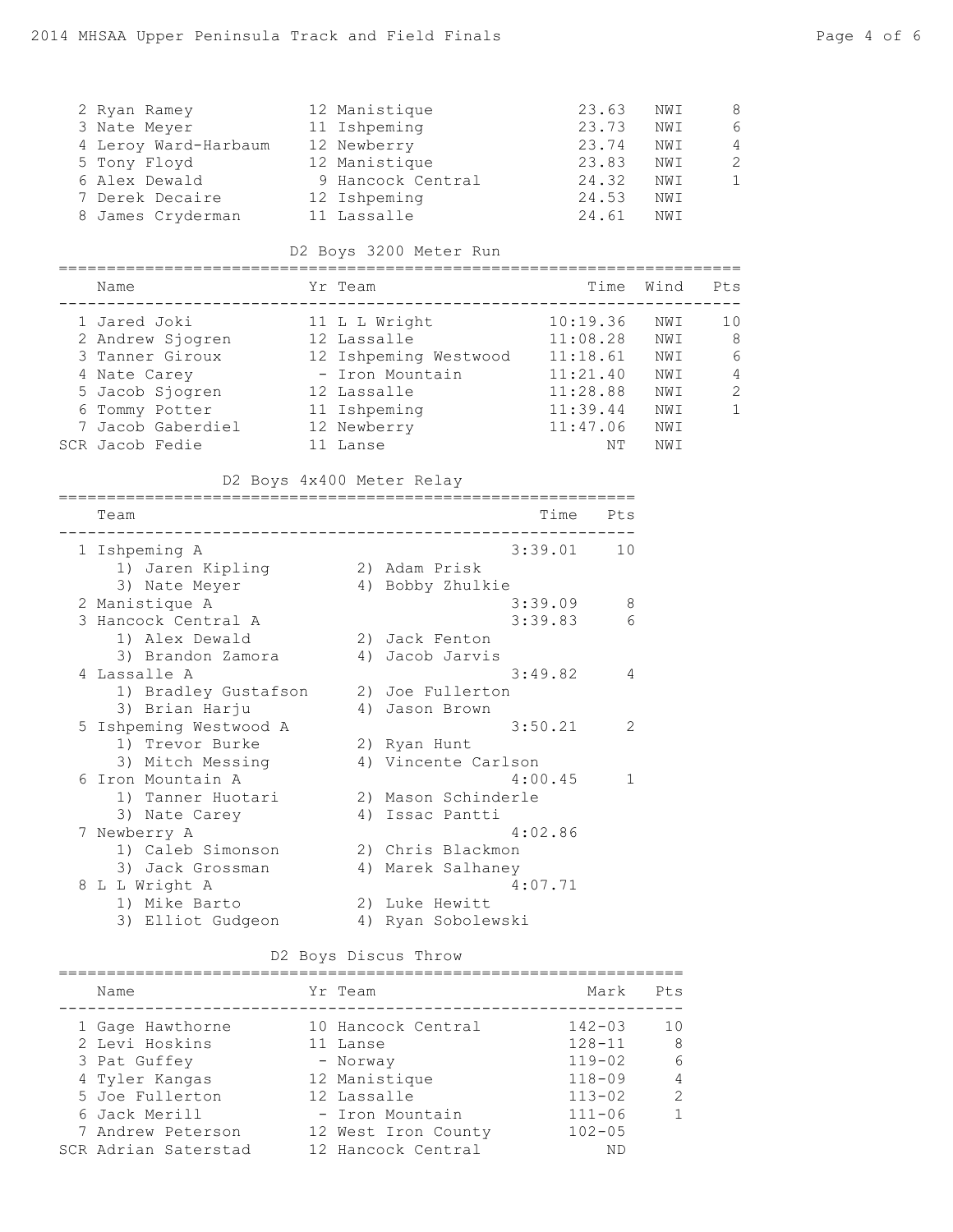| Place | Name | Yr | Team | Time | Wind | Pts |
|---|---|---|---|---|---|---|
| 2 | Ryan Ramey | 12 | Manistique | 23.63 | NWI | 8 |
| 3 | Nate Meyer | 11 | Ishpeming | 23.73 | NWI | 6 |
| 4 | Leroy Ward-Harbaum | 12 | Newberry | 23.74 | NWI | 4 |
| 5 | Tony Floyd | 12 | Manistique | 23.83 | NWI | 2 |
| 6 | Alex Dewald | 9 | Hancock Central | 24.32 | NWI | 1 |
| 7 | Derek Decaire | 12 | Ishpeming | 24.53 | NWI | |
| 8 | James Cryderman | 11 | Lassalle | 24.61 | NWI | |

## D2 Boys 3200 Meter Run

| Place | Name | Yr | Team | Time | Wind | Pts |
|---|---|---|---|---|---|---|
| 1 | Jared Joki | 11 | L L Wright | 10:19.36 | NWI | 10 |
| 2 | Andrew Sjogren | 12 | Lassalle | 11:08.28 | NWI | 8 |
| 3 | Tanner Giroux | 12 | Ishpeming Westwood | 11:18.61 | NWI | 6 |
| 4 | Nate Carey | - | Iron Mountain | 11:21.40 | NWI | 4 |
| 5 | Jacob Sjogren | 12 | Lassalle | 11:28.88 | NWI | 2 |
| 6 | Tommy Potter | 11 | Ishpeming | 11:39.44 | NWI | 1 |
| 7 | Jacob Gaberdiel | 12 | Newberry | 11:47.06 | NWI | |
| SCR | Jacob Fedie | 11 | Lanse | NT | NWI | |

## D2 Boys 4x400 Meter Relay

| Place | Team | Time | Pts |
|---|---|---|---|
| 1 | Ishpeming A | 3:39.01 | 10 |
| | 1) Jaren Kipling, 2) Adam Prisk, 3) Nate Meyer, 4) Bobby Zhulkie | | |
| 2 | Manistique A | 3:39.09 | 8 |
| 3 | Hancock Central A | 3:39.83 | 6 |
| | 1) Alex Dewald, 2) Jack Fenton, 3) Brandon Zamora, 4) Jacob Jarvis | | |
| 4 | Lassalle A | 3:49.82 | 4 |
| | 1) Bradley Gustafson, 2) Joe Fullerton, 3) Brian Harju, 4) Jason Brown | | |
| 5 | Ishpeming Westwood A | 3:50.21 | 2 |
| | 1) Trevor Burke, 2) Ryan Hunt, 3) Mitch Messing, 4) Vincente Carlson | | |
| 6 | Iron Mountain A | 4:00.45 | 1 |
| | 1) Tanner Huotari, 2) Mason Schinderle, 3) Nate Carey, 4) Issac Pantti | | |
| 7 | Newberry A | 4:02.86 | |
| | 1) Caleb Simonson, 2) Chris Blackmon, 3) Jack Grossman, 4) Marek Salhaney | | |
| 8 | L L Wright A | 4:07.71 | |
| | 1) Mike Barto, 2) Luke Hewitt, 3) Elliot Gudgeon, 4) Ryan Sobolewski | | |

## D2 Boys Discus Throw

| Place | Name | Yr | Team | Mark | Pts |
|---|---|---|---|---|---|
| 1 | Gage Hawthorne | 10 | Hancock Central | 142-03 | 10 |
| 2 | Levi Hoskins | 11 | Lanse | 128-11 | 8 |
| 3 | Pat Guffey | - | Norway | 119-02 | 6 |
| 4 | Tyler Kangas | 12 | Manistique | 118-09 | 4 |
| 5 | Joe Fullerton | 12 | Lassalle | 113-02 | 2 |
| 6 | Jack Merill | - | Iron Mountain | 111-06 | 1 |
| 7 | Andrew Peterson | 12 | West Iron County | 102-05 | |
| SCR | Adrian Saterstad | 12 | Hancock Central | ND | |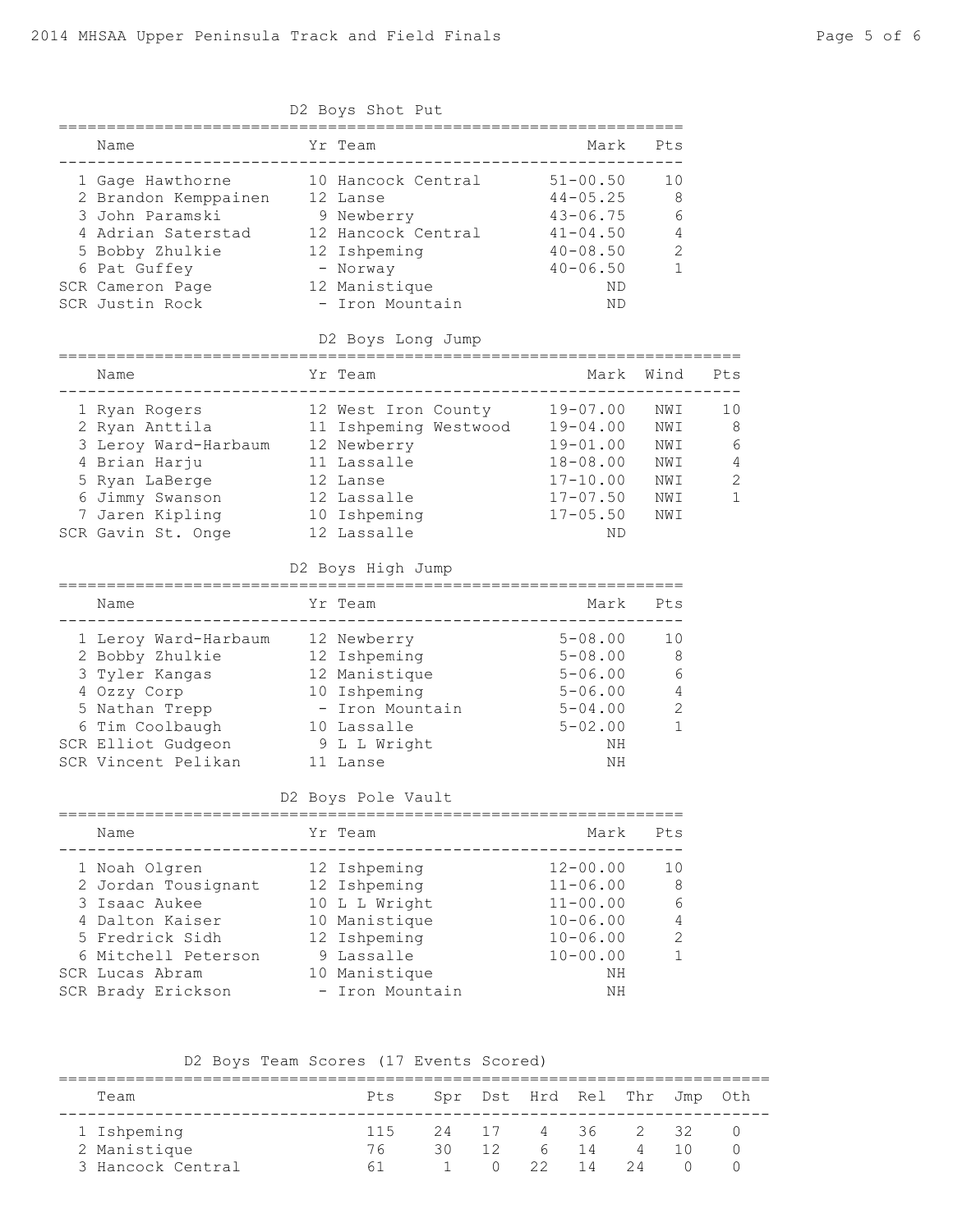## D2 Boys Shot Put

| | Name | Yr | Team | Mark | Pts |
|---|---|---|---|---|---|
| 1 | Gage Hawthorne | 10 | Hancock Central | 51-00.50 | 10 |
| 2 | Brandon Kemppainen | 12 | Lanse | 44-05.25 | 8 |
| 3 | John Paramski | 9 | Newberry | 43-06.75 | 6 |
| 4 | Adrian Saterstad | 12 | Hancock Central | 41-04.50 | 4 |
| 5 | Bobby Zhulkie | 12 | Ishpeming | 40-08.50 | 2 |
| 6 | Pat Guffey | - | Norway | 40-06.50 | 1 |
| SCR | Cameron Page | 12 | Manistique | ND | |
| SCR | Justin Rock | - | Iron Mountain | ND | |

## D2 Boys Long Jump

| | Name | Yr | Team | Mark | Wind | Pts |
|---|---|---|---|---|---|---|
| 1 | Ryan Rogers | 12 | West Iron County | 19-07.00 | NWI | 10 |
| 2 | Ryan Anttila | 11 | Ishpeming Westwood | 19-04.00 | NWI | 8 |
| 3 | Leroy Ward-Harbaum | 12 | Newberry | 19-01.00 | NWI | 6 |
| 4 | Brian Harju | 11 | Lassalle | 18-08.00 | NWI | 4 |
| 5 | Ryan LaBerge | 12 | Lanse | 17-10.00 | NWI | 2 |
| 6 | Jimmy Swanson | 12 | Lassalle | 17-07.50 | NWI | 1 |
| 7 | Jaren Kipling | 10 | Ishpeming | 17-05.50 | NWI | |
| SCR | Gavin St. Onge | 12 | Lassalle | ND | | |

## D2 Boys High Jump

| | Name | Yr | Team | Mark | Pts |
|---|---|---|---|---|---|
| 1 | Leroy Ward-Harbaum | 12 | Newberry | 5-08.00 | 10 |
| 2 | Bobby Zhulkie | 12 | Ishpeming | 5-08.00 | 8 |
| 3 | Tyler Kangas | 12 | Manistique | 5-06.00 | 6 |
| 4 | Ozzy Corp | 10 | Ishpeming | 5-06.00 | 4 |
| 5 | Nathan Trepp | - | Iron Mountain | 5-04.00 | 2 |
| 6 | Tim Coolbaugh | 10 | Lassalle | 5-02.00 | 1 |
| SCR | Elliot Gudgeon | 9 | L L Wright | NH | |
| SCR | Vincent Pelikan | 11 | Lanse | NH | |

## D2 Boys Pole Vault

| | Name | Yr | Team | Mark | Pts |
|---|---|---|---|---|---|
| 1 | Noah Olgren | 12 | Ishpeming | 12-00.00 | 10 |
| 2 | Jordan Tousignant | 12 | Ishpeming | 11-06.00 | 8 |
| 3 | Isaac Aukee | 10 | L L Wright | 11-00.00 | 6 |
| 4 | Dalton Kaiser | 10 | Manistique | 10-06.00 | 4 |
| 5 | Fredrick Sidh | 12 | Ishpeming | 10-06.00 | 2 |
| 6 | Mitchell Peterson | 9 | Lassalle | 10-00.00 | 1 |
| SCR | Lucas Abram | 10 | Manistique | NH | |
| SCR | Brady Erickson | - | Iron Mountain | NH | |

## D2 Boys Team Scores (17 Events Scored)

| | Team | Pts | Spr | Dst | Hrd | Rel | Thr | Jmp | Oth |
|---|---|---|---|---|---|---|---|---|---|
| 1 | Ishpeming | 115 | 24 | 17 | 4 | 36 | 2 | 32 | 0 |
| 2 | Manistique | 76 | 30 | 12 | 6 | 14 | 4 | 10 | 0 |
| 3 | Hancock Central | 61 | 1 | 0 | 22 | 14 | 24 | 0 | 0 |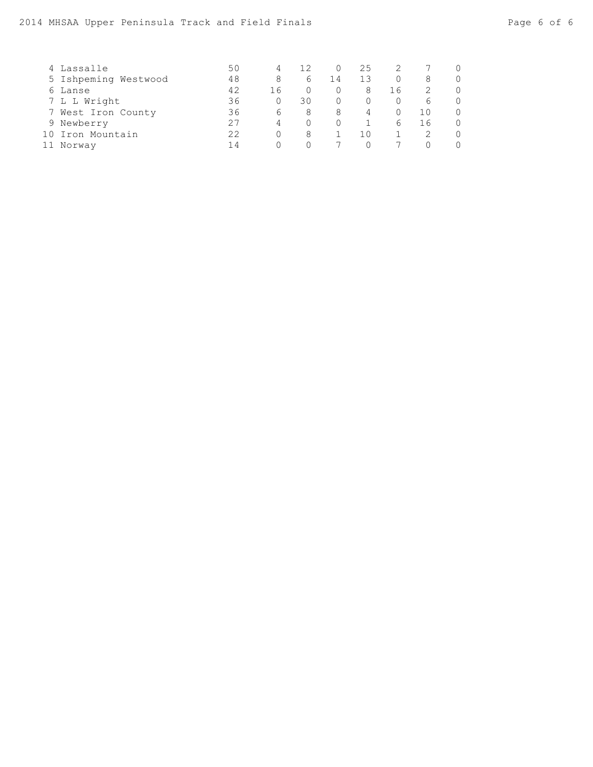| | | | | | | | | |
|---|---|---|---|---|---|---|---|---|
| 4 Lassalle | 50 | 4 | 12 | 0 | 25 | 2 | 7 | 0 |
| 5 Ishpeming Westwood | 48 | 8 | 6 | 14 | 13 | 0 | 8 | 0 |
| 6 Lanse | 42 | 16 | 0 | 0 | 8 | 16 | 2 | 0 |
| 7 L L Wright | 36 | 0 | 30 | 0 | 0 | 0 | 6 | 0 |
| 7 West Iron County | 36 | 6 | 8 | 8 | 4 | 0 | 10 | 0 |
| 9 Newberry | 27 | 4 | 0 | 0 | 1 | 6 | 16 | 0 |
| 10 Iron Mountain | 22 | 0 | 8 | 1 | 10 | 1 | 2 | 0 |
| 11 Norway | 14 | 0 | 0 | 7 | 0 | 7 | 0 | 0 |